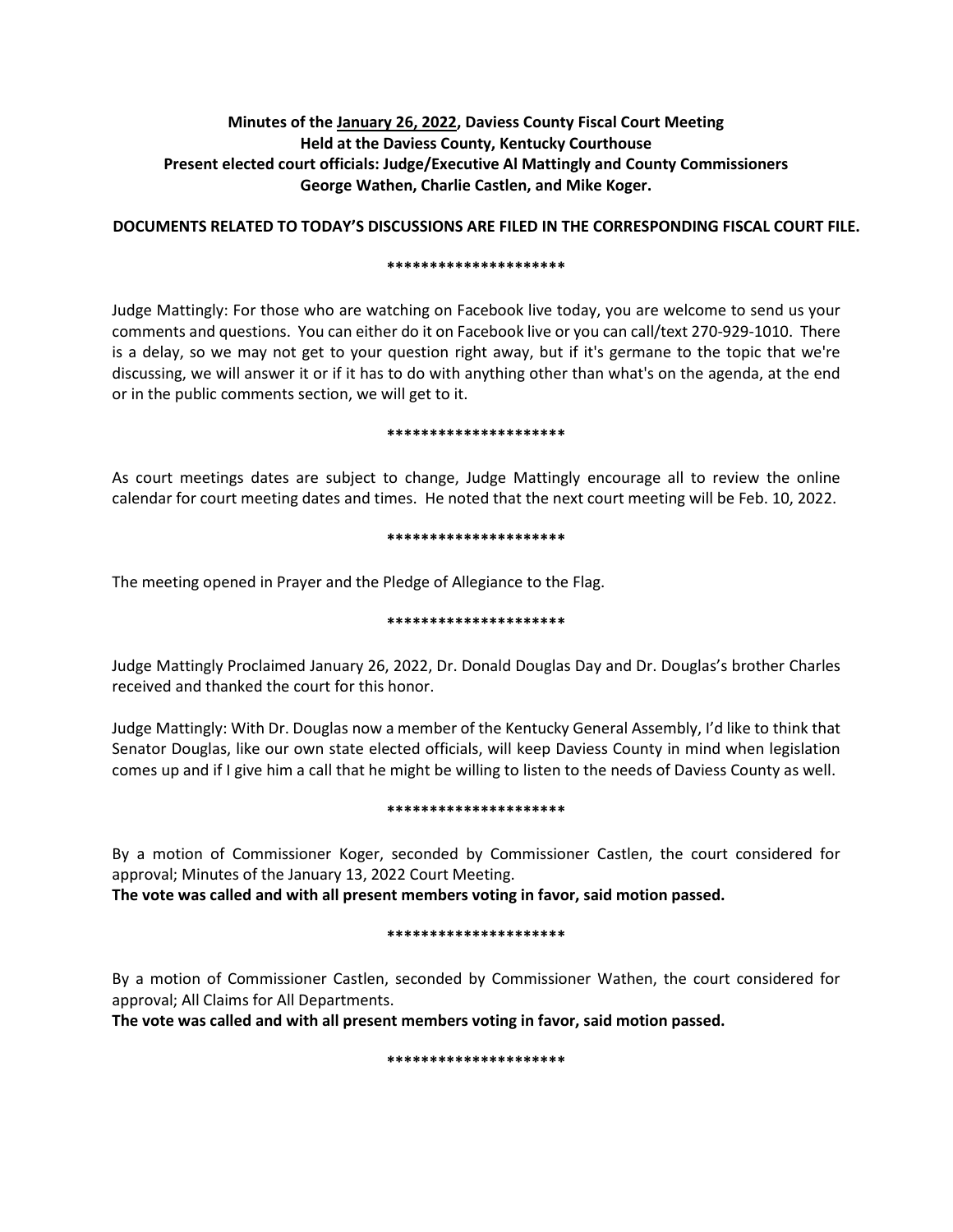**Minutes of the January 26, 2022, Daviess County Fiscal Court Meeting**
**Held at the Daviess County, Kentucky Courthouse**
**Present elected court officials: Judge/Executive Al Mattingly and County Commissioners George Wathen, Charlie Castlen, and Mike Koger.**

**DOCUMENTS RELATED TO TODAY'S DISCUSSIONS ARE FILED IN THE CORRESPONDING FISCAL COURT FILE.**

*********************

Judge Mattingly: For those who are watching on Facebook live today, you are welcome to send us your comments and questions. You can either do it on Facebook live or you can call/text 270-929-1010. There is a delay, so we may not get to your question right away, but if it's germane to the topic that we're discussing, we will answer it or if it has to do with anything other than what's on the agenda, at the end or in the public comments section, we will get to it.

*********************

As court meetings dates are subject to change, Judge Mattingly encourage all to review the online calendar for court meeting dates and times. He noted that the next court meeting will be Feb. 10, 2022.

*********************

The meeting opened in Prayer and the Pledge of Allegiance to the Flag.

*********************

Judge Mattingly Proclaimed January 26, 2022, Dr. Donald Douglas Day and Dr. Douglas's brother Charles received and thanked the court for this honor.

Judge Mattingly: With Dr. Douglas now a member of the Kentucky General Assembly, I'd like to think that Senator Douglas, like our own state elected officials, will keep Daviess County in mind when legislation comes up and if I give him a call that he might be willing to listen to the needs of Daviess County as well.

*********************

By a motion of Commissioner Koger, seconded by Commissioner Castlen, the court considered for approval; Minutes of the January 13, 2022 Court Meeting.
**The vote was called and with all present members voting in favor, said motion passed.**

*********************

By a motion of Commissioner Castlen, seconded by Commissioner Wathen, the court considered for approval; All Claims for All Departments.
**The vote was called and with all present members voting in favor, said motion passed.**

*********************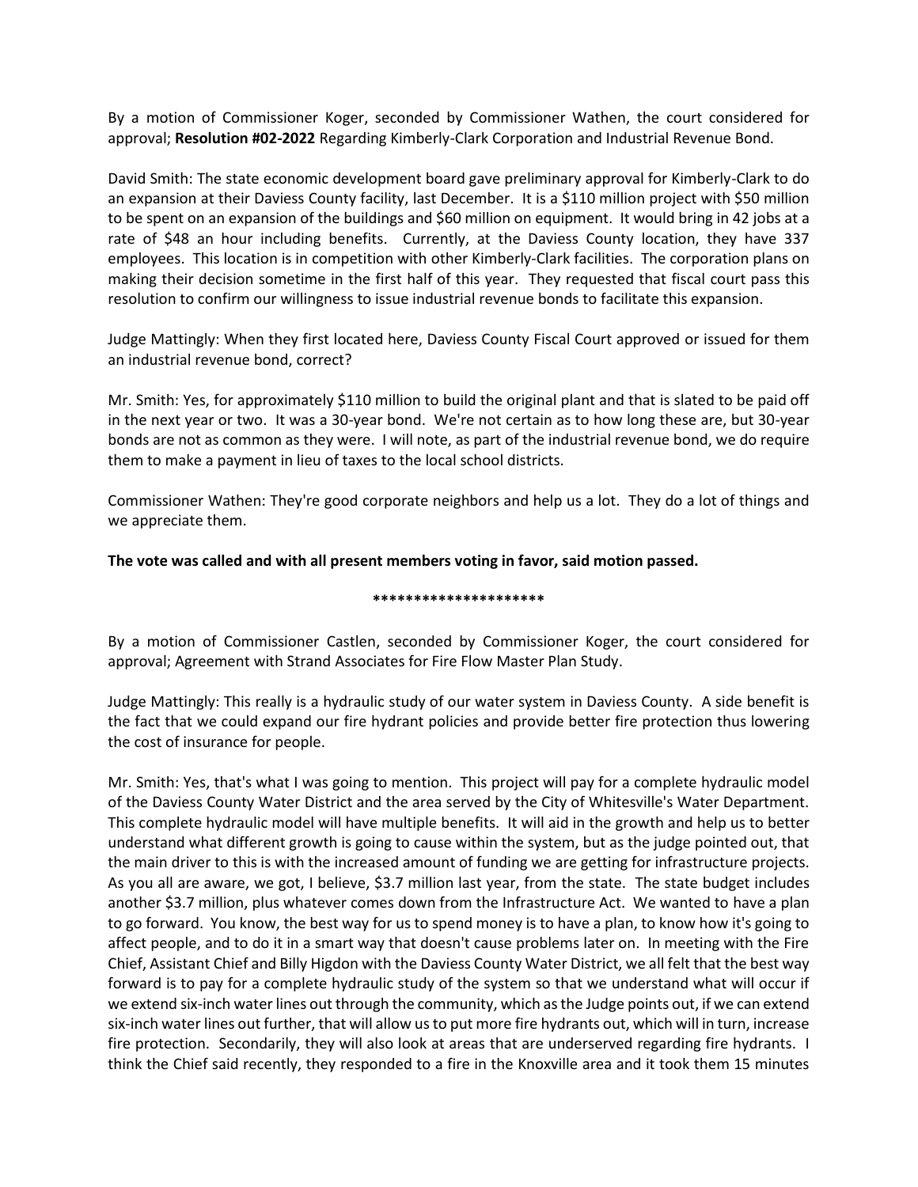By a motion of Commissioner Koger, seconded by Commissioner Wathen, the court considered for approval; **Resolution #02-2022** Regarding Kimberly-Clark Corporation and Industrial Revenue Bond.

David Smith: The state economic development board gave preliminary approval for Kimberly-Clark to do an expansion at their Daviess County facility, last December. It is a $110 million project with $50 million to be spent on an expansion of the buildings and $60 million on equipment. It would bring in 42 jobs at a rate of $48 an hour including benefits. Currently, at the Daviess County location, they have 337 employees. This location is in competition with other Kimberly-Clark facilities. The corporation plans on making their decision sometime in the first half of this year. They requested that fiscal court pass this resolution to confirm our willingness to issue industrial revenue bonds to facilitate this expansion.

Judge Mattingly: When they first located here, Daviess County Fiscal Court approved or issued for them an industrial revenue bond, correct?

Mr. Smith: Yes, for approximately $110 million to build the original plant and that is slated to be paid off in the next year or two. It was a 30-year bond. We're not certain as to how long these are, but 30-year bonds are not as common as they were. I will note, as part of the industrial revenue bond, we do require them to make a payment in lieu of taxes to the local school districts.

Commissioner Wathen: They're good corporate neighbors and help us a lot. They do a lot of things and we appreciate them.

**The vote was called and with all present members voting in favor, said motion passed.**

**********************

By a motion of Commissioner Castlen, seconded by Commissioner Koger, the court considered for approval; Agreement with Strand Associates for Fire Flow Master Plan Study.

Judge Mattingly: This really is a hydraulic study of our water system in Daviess County. A side benefit is the fact that we could expand our fire hydrant policies and provide better fire protection thus lowering the cost of insurance for people.

Mr. Smith: Yes, that's what I was going to mention. This project will pay for a complete hydraulic model of the Daviess County Water District and the area served by the City of Whitesville's Water Department. This complete hydraulic model will have multiple benefits. It will aid in the growth and help us to better understand what different growth is going to cause within the system, but as the judge pointed out, that the main driver to this is with the increased amount of funding we are getting for infrastructure projects. As you all are aware, we got, I believe, $3.7 million last year, from the state. The state budget includes another $3.7 million, plus whatever comes down from the Infrastructure Act. We wanted to have a plan to go forward. You know, the best way for us to spend money is to have a plan, to know how it's going to affect people, and to do it in a smart way that doesn't cause problems later on. In meeting with the Fire Chief, Assistant Chief and Billy Higdon with the Daviess County Water District, we all felt that the best way forward is to pay for a complete hydraulic study of the system so that we understand what will occur if we extend six-inch water lines out through the community, which as the Judge points out, if we can extend six-inch water lines out further, that will allow us to put more fire hydrants out, which will in turn, increase fire protection. Secondarily, they will also look at areas that are underserved regarding fire hydrants. I think the Chief said recently, they responded to a fire in the Knoxville area and it took them 15 minutes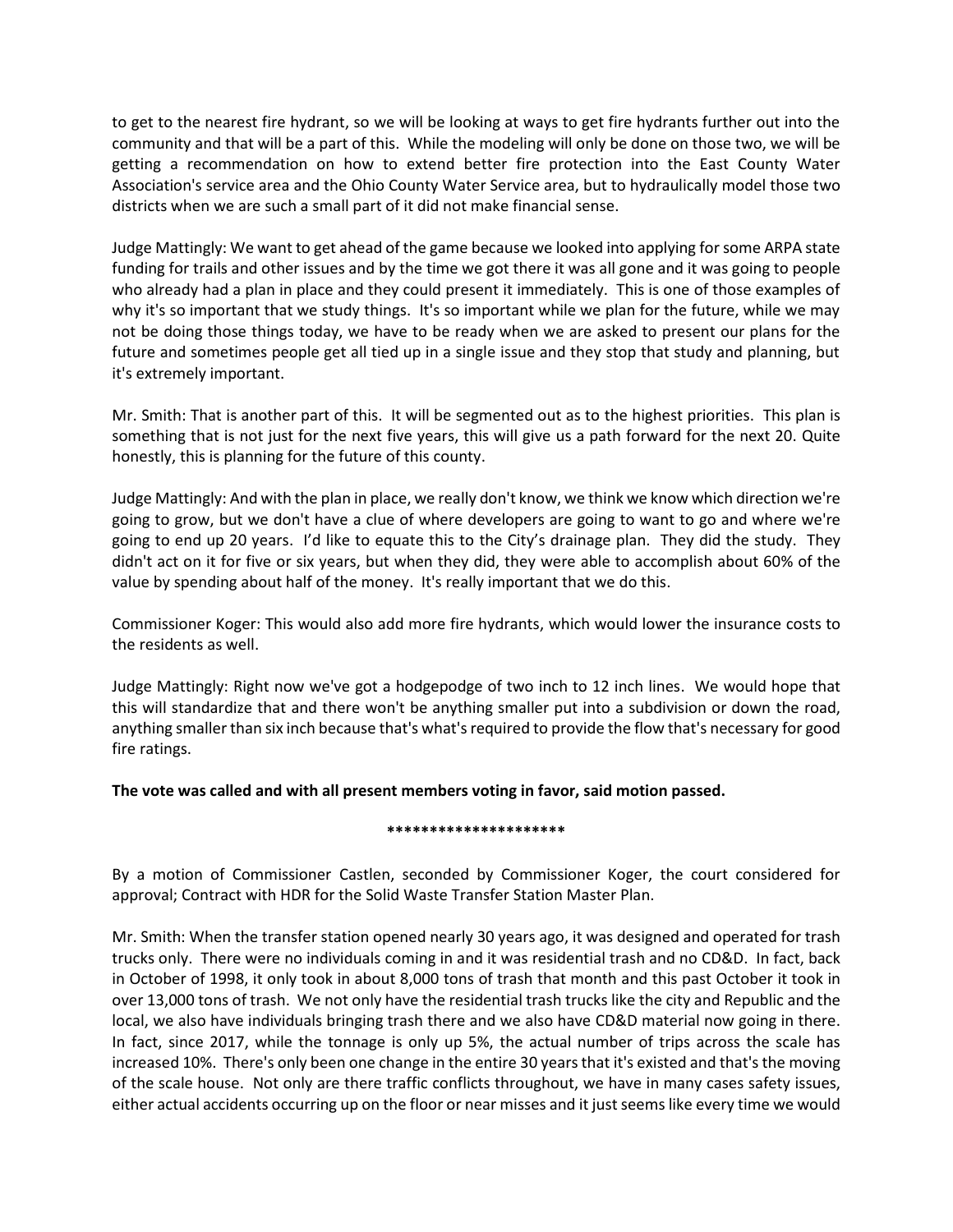to get to the nearest fire hydrant, so we will be looking at ways to get fire hydrants further out into the community and that will be a part of this. While the modeling will only be done on those two, we will be getting a recommendation on how to extend better fire protection into the East County Water Association's service area and the Ohio County Water Service area, but to hydraulically model those two districts when we are such a small part of it did not make financial sense.

Judge Mattingly: We want to get ahead of the game because we looked into applying for some ARPA state funding for trails and other issues and by the time we got there it was all gone and it was going to people who already had a plan in place and they could present it immediately. This is one of those examples of why it's so important that we study things. It's so important while we plan for the future, while we may not be doing those things today, we have to be ready when we are asked to present our plans for the future and sometimes people get all tied up in a single issue and they stop that study and planning, but it's extremely important.

Mr. Smith: That is another part of this. It will be segmented out as to the highest priorities. This plan is something that is not just for the next five years, this will give us a path forward for the next 20. Quite honestly, this is planning for the future of this county.

Judge Mattingly: And with the plan in place, we really don't know, we think we know which direction we're going to grow, but we don't have a clue of where developers are going to want to go and where we're going to end up 20 years. I'd like to equate this to the City's drainage plan. They did the study. They didn't act on it for five or six years, but when they did, they were able to accomplish about 60% of the value by spending about half of the money. It's really important that we do this.

Commissioner Koger: This would also add more fire hydrants, which would lower the insurance costs to the residents as well.

Judge Mattingly: Right now we've got a hodgepodge of two inch to 12 inch lines. We would hope that this will standardize that and there won't be anything smaller put into a subdivision or down the road, anything smaller than six inch because that's what's required to provide the flow that's necessary for good fire ratings.

**The vote was called and with all present members voting in favor, said motion passed.**

**********************

By a motion of Commissioner Castlen, seconded by Commissioner Koger, the court considered for approval; Contract with HDR for the Solid Waste Transfer Station Master Plan.

Mr. Smith: When the transfer station opened nearly 30 years ago, it was designed and operated for trash trucks only. There were no individuals coming in and it was residential trash and no CD&D. In fact, back in October of 1998, it only took in about 8,000 tons of trash that month and this past October it took in over 13,000 tons of trash. We not only have the residential trash trucks like the city and Republic and the local, we also have individuals bringing trash there and we also have CD&D material now going in there. In fact, since 2017, while the tonnage is only up 5%, the actual number of trips across the scale has increased 10%. There's only been one change in the entire 30 years that it's existed and that's the moving of the scale house. Not only are there traffic conflicts throughout, we have in many cases safety issues, either actual accidents occurring up on the floor or near misses and it just seems like every time we would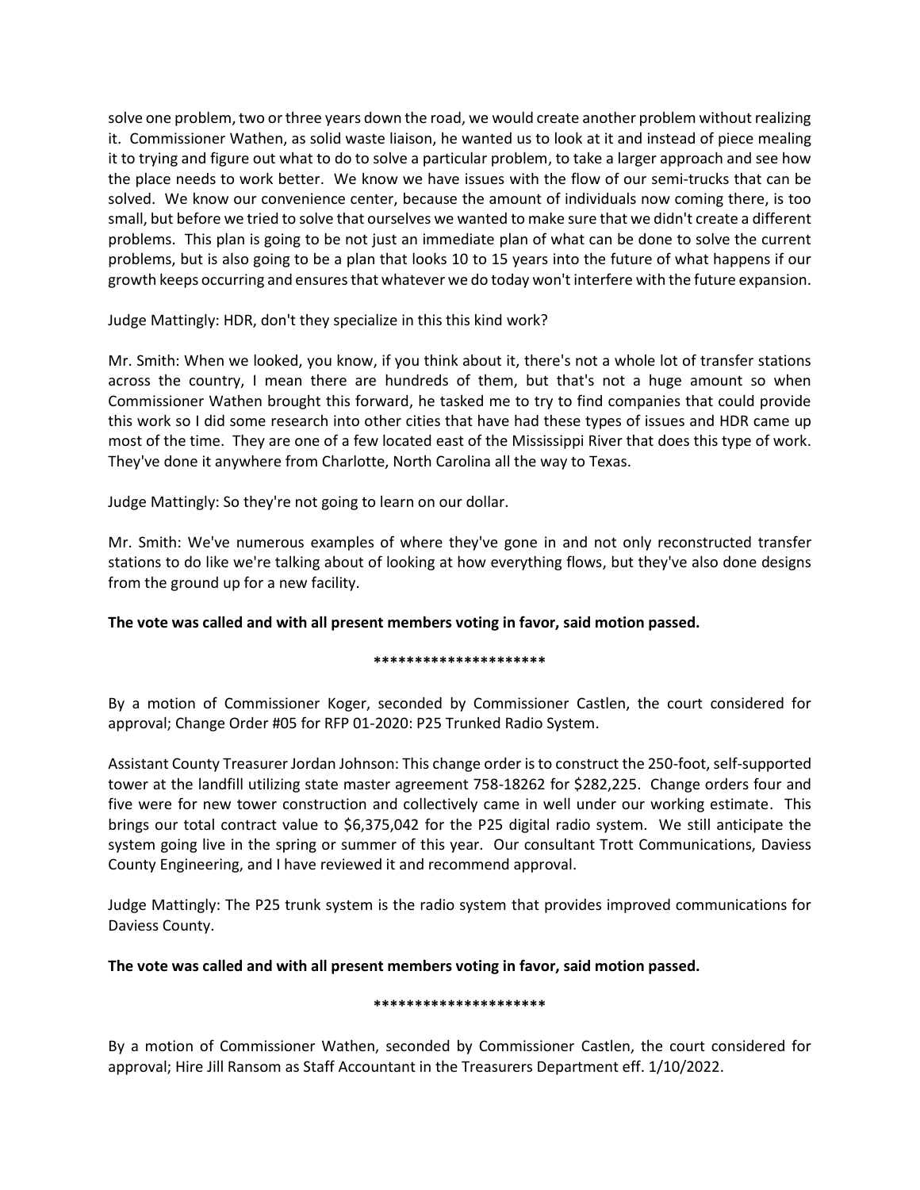solve one problem, two or three years down the road, we would create another problem without realizing it. Commissioner Wathen, as solid waste liaison, he wanted us to look at it and instead of piece mealing it to trying and figure out what to do to solve a particular problem, to take a larger approach and see how the place needs to work better. We know we have issues with the flow of our semi-trucks that can be solved. We know our convenience center, because the amount of individuals now coming there, is too small, but before we tried to solve that ourselves we wanted to make sure that we didn't create a different problems. This plan is going to be not just an immediate plan of what can be done to solve the current problems, but is also going to be a plan that looks 10 to 15 years into the future of what happens if our growth keeps occurring and ensures that whatever we do today won't interfere with the future expansion.

Judge Mattingly: HDR, don't they specialize in this this kind work?

Mr. Smith: When we looked, you know, if you think about it, there's not a whole lot of transfer stations across the country, I mean there are hundreds of them, but that's not a huge amount so when Commissioner Wathen brought this forward, he tasked me to try to find companies that could provide this work so I did some research into other cities that have had these types of issues and HDR came up most of the time. They are one of a few located east of the Mississippi River that does this type of work. They've done it anywhere from Charlotte, North Carolina all the way to Texas.

Judge Mattingly: So they're not going to learn on our dollar.

Mr. Smith: We've numerous examples of where they've gone in and not only reconstructed transfer stations to do like we're talking about of looking at how everything flows, but they've also done designs from the ground up for a new facility.

**The vote was called and with all present members voting in favor, said motion passed.**

*********************

By a motion of Commissioner Koger, seconded by Commissioner Castlen, the court considered for approval; Change Order #05 for RFP 01-2020: P25 Trunked Radio System.

Assistant County Treasurer Jordan Johnson: This change order is to construct the 250-foot, self-supported tower at the landfill utilizing state master agreement 758-18262 for $282,225. Change orders four and five were for new tower construction and collectively came in well under our working estimate. This brings our total contract value to $6,375,042 for the P25 digital radio system. We still anticipate the system going live in the spring or summer of this year. Our consultant Trott Communications, Daviess County Engineering, and I have reviewed it and recommend approval.

Judge Mattingly: The P25 trunk system is the radio system that provides improved communications for Daviess County.

**The vote was called and with all present members voting in favor, said motion passed.**

*********************

By a motion of Commissioner Wathen, seconded by Commissioner Castlen, the court considered for approval; Hire Jill Ransom as Staff Accountant in the Treasurers Department eff. 1/10/2022.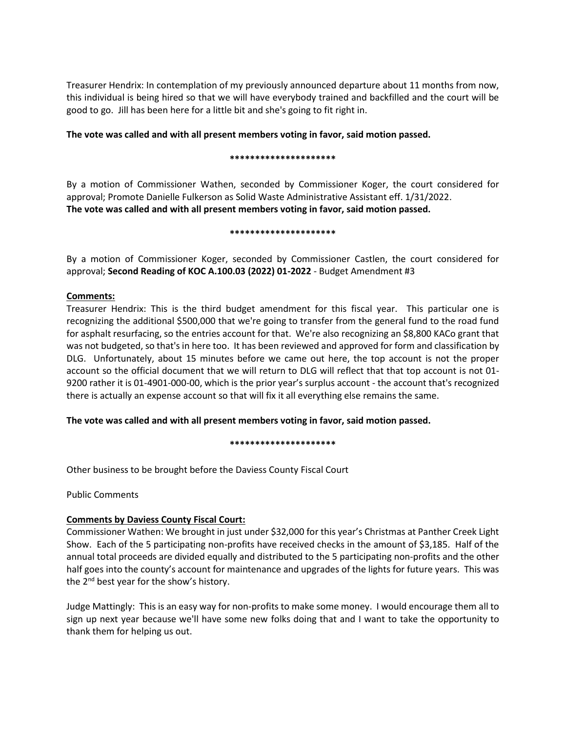Treasurer Hendrix: In contemplation of my previously announced departure about 11 months from now, this individual is being hired so that we will have everybody trained and backfilled and the court will be good to go. Jill has been here for a little bit and she's going to fit right in.

**The vote was called and with all present members voting in favor, said motion passed.**

**\*\*\*\*\*\*\*\*\*\*\*\*\*\*\*\*\*\*\*\*\***

By a motion of Commissioner Wathen, seconded by Commissioner Koger, the court considered for approval; Promote Danielle Fulkerson as Solid Waste Administrative Assistant eff. 1/31/2022.
**The vote was called and with all present members voting in favor, said motion passed.**

**\*\*\*\*\*\*\*\*\*\*\*\*\*\*\*\*\*\*\*\*\***

By a motion of Commissioner Koger, seconded by Commissioner Castlen, the court considered for approval; **Second Reading of KOC A.100.03 (2022) 01-2022** - Budget Amendment #3

**Comments:**
Treasurer Hendrix: This is the third budget amendment for this fiscal year. This particular one is recognizing the additional $500,000 that we're going to transfer from the general fund to the road fund for asphalt resurfacing, so the entries account for that. We're also recognizing an $8,800 KACo grant that was not budgeted, so that's in here too. It has been reviewed and approved for form and classification by DLG. Unfortunately, about 15 minutes before we came out here, the top account is not the proper account so the official document that we will return to DLG will reflect that that top account is not 01-9200 rather it is 01-4901-000-00, which is the prior year's surplus account - the account that's recognized there is actually an expense account so that will fix it all everything else remains the same.

**The vote was called and with all present members voting in favor, said motion passed.**

**\*\*\*\*\*\*\*\*\*\*\*\*\*\*\*\*\*\*\*\*\***

Other business to be brought before the Daviess County Fiscal Court

Public Comments

**Comments by Daviess County Fiscal Court:**
Commissioner Wathen: We brought in just under $32,000 for this year's Christmas at Panther Creek Light Show. Each of the 5 participating non-profits have received checks in the amount of $3,185. Half of the annual total proceeds are divided equally and distributed to the 5 participating non-profits and the other half goes into the county's account for maintenance and upgrades of the lights for future years. This was the 2nd best year for the show's history.

Judge Mattingly: This is an easy way for non-profits to make some money. I would encourage them all to sign up next year because we'll have some new folks doing that and I want to take the opportunity to thank them for helping us out.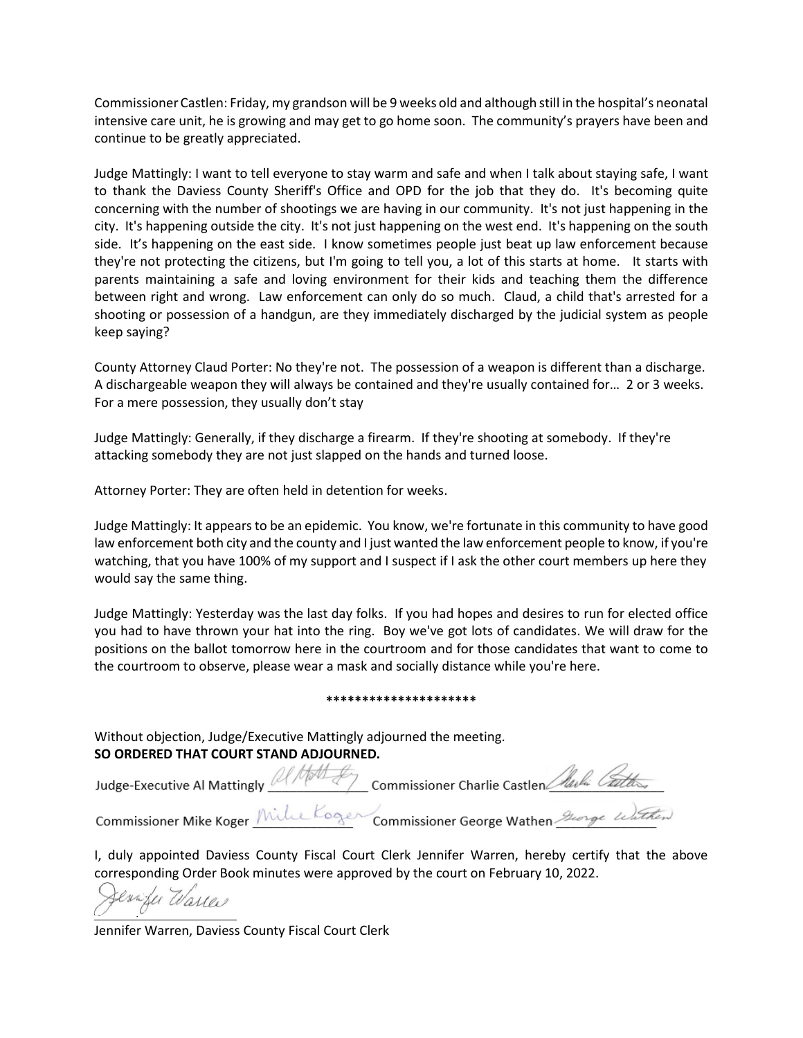Commissioner Castlen: Friday, my grandson will be 9 weeks old and although still in the hospital's neonatal intensive care unit, he is growing and may get to go home soon. The community's prayers have been and continue to be greatly appreciated.

Judge Mattingly: I want to tell everyone to stay warm and safe and when I talk about staying safe, I want to thank the Daviess County Sheriff's Office and OPD for the job that they do. It's becoming quite concerning with the number of shootings we are having in our community. It's not just happening in the city. It's happening outside the city. It's not just happening on the west end. It's happening on the south side. It's happening on the east side. I know sometimes people just beat up law enforcement because they're not protecting the citizens, but I'm going to tell you, a lot of this starts at home. It starts with parents maintaining a safe and loving environment for their kids and teaching them the difference between right and wrong. Law enforcement can only do so much. Claud, a child that's arrested for a shooting or possession of a handgun, are they immediately discharged by the judicial system as people keep saying?

County Attorney Claud Porter: No they're not. The possession of a weapon is different than a discharge. A dischargeable weapon they will always be contained and they're usually contained for… 2 or 3 weeks. For a mere possession, they usually don't stay

Judge Mattingly: Generally, if they discharge a firearm. If they're shooting at somebody. If they're attacking somebody they are not just slapped on the hands and turned loose.

Attorney Porter: They are often held in detention for weeks.

Judge Mattingly: It appears to be an epidemic. You know, we're fortunate in this community to have good law enforcement both city and the county and I just wanted the law enforcement people to know, if you're watching, that you have 100% of my support and I suspect if I ask the other court members up here they would say the same thing.

Judge Mattingly: Yesterday was the last day folks. If you had hopes and desires to run for elected office you had to have thrown your hat into the ring. Boy we've got lots of candidates. We will draw for the positions on the ballot tomorrow here in the courtroom and for those candidates that want to come to the courtroom to observe, please wear a mask and socially distance while you're here.

**********************

Without objection, Judge/Executive Mattingly adjourned the meeting.
**SO ORDERED THAT COURT STAND ADJOURNED.**

Judge-Executive Al Mattingly _Al Mattingly_ Commissioner Charlie Castlen _Charlie Castlen_

Commissioner Mike Koger _Mike Koger_ Commissioner George Wathen _George Wathen_

I, duly appointed Daviess County Fiscal Court Clerk Jennifer Warren, hereby certify that the above corresponding Order Book minutes were approved by the court on February 10, 2022.

_Jennifer Warren_

Jennifer Warren, Daviess County Fiscal Court Clerk